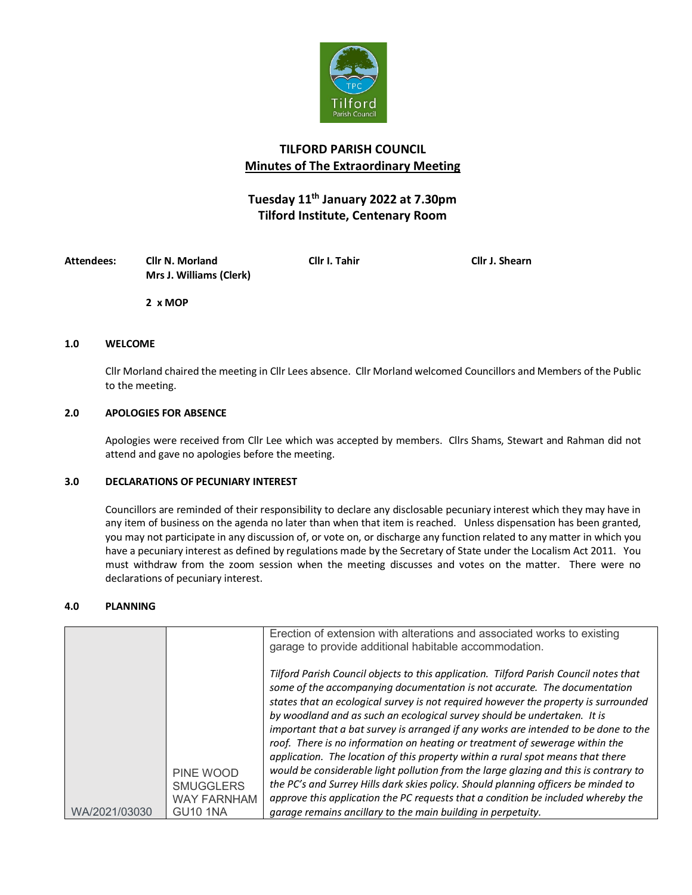# TILFORD PARISH COUNCIL

## Minutes of The Extraordinary Meeting

### Tuesday 11th January 2022 at 7.30pm
### Tilford Institute, Centenary Room

**Attendees:** **Cllr N. Morland** **Cllr I. Tahir** **Cllr J. Shearn**
**Mrs J. Williams (Clerk)**

**2 x MOP**

**1.0 WELCOME**

Cllr Morland chaired the meeting in Cllr Lees absence. Cllr Morland welcomed Councillors and Members of the Public to the meeting.

**2.0 APOLOGIES FOR ABSENCE**

Apologies were received from Cllr Lee which was accepted by members. Cllrs Shams, Stewart and Rahman did not attend and gave no apologies before the meeting.

**3.0 DECLARATIONS OF PECUNIARY INTEREST**

Councillors are reminded of their responsibility to declare any disclosable pecuniary interest which they may have in any item of business on the agenda no later than when that item is reached. Unless dispensation has been granted, you may not participate in any discussion of, or vote on, or discharge any function related to any matter in which you have a pecuniary interest as defined by regulations made by the Secretary of State under the Localism Act 2011. You must withdraw from the zoom session when the meeting discusses and votes on the matter. There were no declarations of pecuniary interest.

**4.0 PLANNING**

| | | |
|---|---|---|
| WA/2021/03030 | PINE WOOD SMUGGLERS WAY FARNHAM GU10 1NA | Erection of extension with alterations and associated works to existing garage to provide additional habitable accommodation.<br><br>*Tilford Parish Council objects to this application. Tilford Parish Council notes that some of the accompanying documentation is not accurate. The documentation states that an ecological survey is not required however the property is surrounded by woodland and as such an ecological survey should be undertaken. It is important that a bat survey is arranged if any works are intended to be done to the roof. There is no information on heating or treatment of sewerage within the application. The location of this property within a rural spot means that there would be considerable light pollution from the large glazing and this is contrary to the PC's and Surrey Hills dark skies policy. Should planning officers be minded to approve this application the PC requests that a condition be included whereby the garage remains ancillary to the main building in perpetuity.* |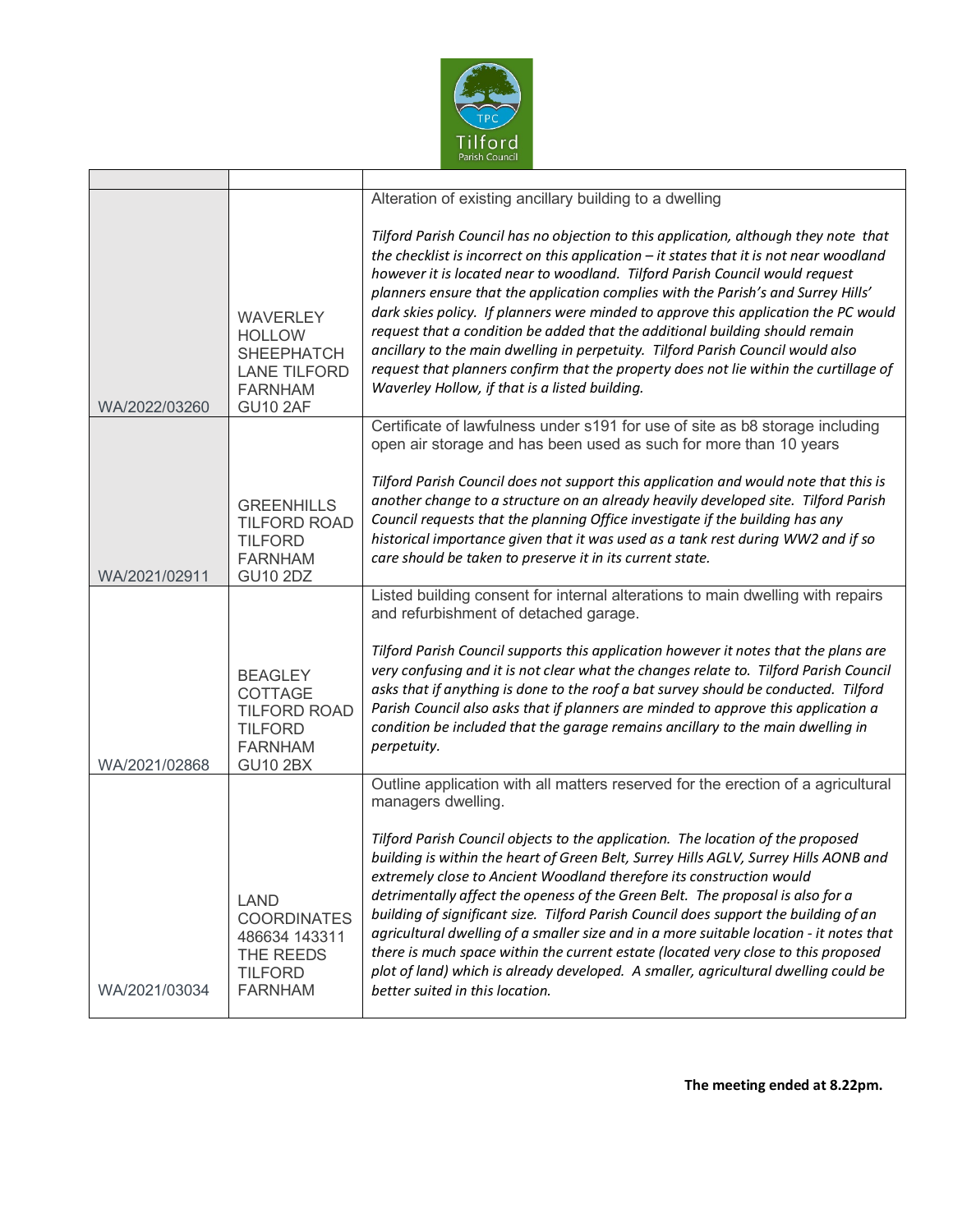| | | |
|---|---|---|
| WA/2022/03260 | WAVERLEY HOLLOW SHEEPHATCH LANE TILFORD FARNHAM GU10 2AF | Alteration of existing ancillary building to a dwelling<br><br>*Tilford Parish Council has no objection to this application, although they note that the checklist is incorrect on this application – it states that it is not near woodland however it is located near to woodland. Tilford Parish Council would request planners ensure that the application complies with the Parish's and Surrey Hills' dark skies policy. If planners were minded to approve this application the PC would request that a condition be added that the additional building should remain ancillary to the main dwelling in perpetuity. Tilford Parish Council would also request that planners confirm that the property does not lie within the curtillage of Waverley Hollow, if that is a listed building.* |
| WA/2021/02911 | GREENHILLS TILFORD ROAD TILFORD FARNHAM GU10 2DZ | Certificate of lawfulness under s191 for use of site as b8 storage including open air storage and has been used as such for more than 10 years<br><br>*Tilford Parish Council does not support this application and would note that this is another change to a structure on an already heavily developed site. Tilford Parish Council requests that the planning Office investigate if the building has any historical importance given that it was used as a tank rest during WW2 and if so care should be taken to preserve it in its current state.* |
| WA/2021/02868 | BEAGLEY COTTAGE TILFORD ROAD TILFORD FARNHAM GU10 2BX | Listed building consent for internal alterations to main dwelling with repairs and refurbishment of detached garage.<br><br>*Tilford Parish Council supports this application however it notes that the plans are very confusing and it is not clear what the changes relate to. Tilford Parish Council asks that if anything is done to the roof a bat survey should be conducted. Tilford Parish Council also asks that if planners are minded to approve this application a condition be included that the garage remains ancillary to the main dwelling in perpetuity.* |
| WA/2021/03034 | LAND COORDINATES 486634 143311 THE REEDS TILFORD FARNHAM | Outline application with all matters reserved for the erection of a agricultural managers dwelling.<br><br>*Tilford Parish Council objects to the application. The location of the proposed building is within the heart of Green Belt, Surrey Hills AGLV, Surrey Hills AONB and extremely close to Ancient Woodland therefore its construction would detrimentally affect the openess of the Green Belt. The proposal is also for a building of significant size. Tilford Parish Council does support the building of an agricultural dwelling of a smaller size and in a more suitable location - it notes that there is much space within the current estate (located very close to this proposed plot of land) which is already developed. A smaller, agricultural dwelling could be better suited in this location.* |

**The meeting ended at 8.22pm.**